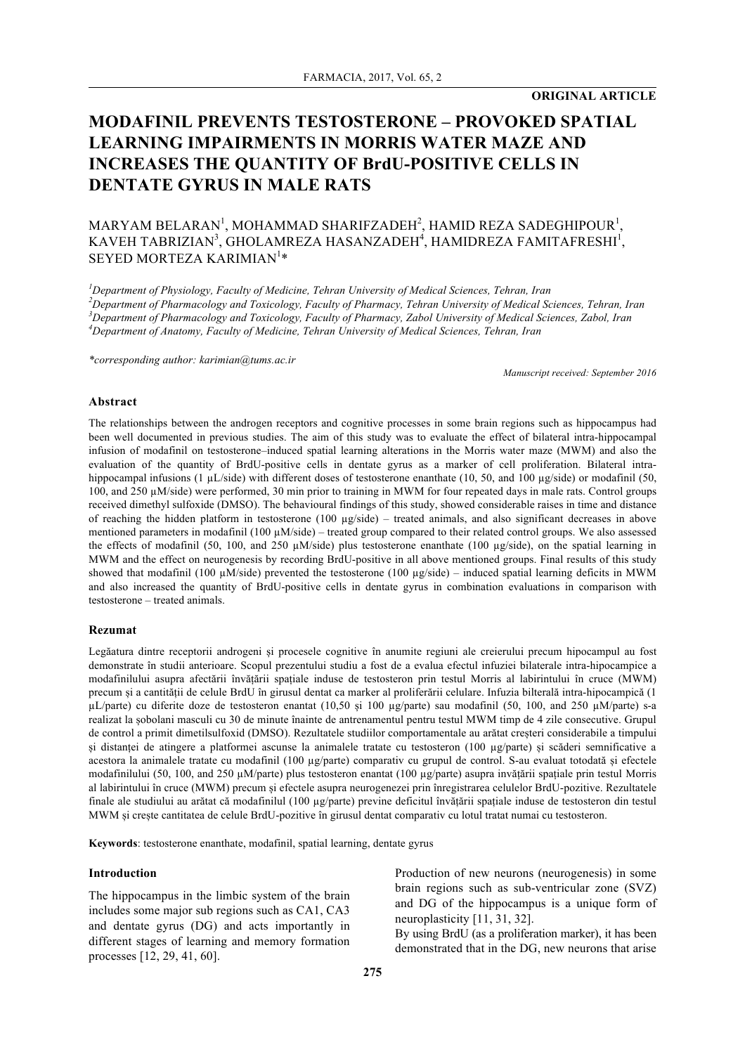**ORIGINAL ARTICLE**

# MODAFINIL PREVENTS TESTOSTERONE – PROVOKED SPATIAL LEARNING IMPAIRMENTS IN MORRIS WATER MAZE AND INCREASES THE QUANTITY OF BrdU-POSITIVE CELLS IN DENTATE GYRUS IN MALE RATS

MARYAM BELARAN[1], MOHAMMAD SHARIFZADEH[2], HAMID REZA SADEGHIPOUR[1], KAVEH TABRIZIAN[3], GHOLAMREZA HASANZADEH[4], HAMIDREZA FAMITAFRESHI[1], SEYED MORTEZA KARIMIAN[1]*

*[1]Department of Physiology, Faculty of Medicine, Tehran University of Medical Sciences, Tehran, Iran*
*[2]Department of Pharmacology and Toxicology, Faculty of Pharmacy, Tehran University of Medical Sciences, Tehran, Iran*
*[3]Department of Pharmacology and Toxicology, Faculty of Pharmacy, Zabol University of Medical Sciences, Zabol, Iran*
*[4]Department of Anatomy, Faculty of Medicine, Tehran University of Medical Sciences, Tehran, Iran*

*\*corresponding author: karimian@tums.ac.ir*

*Manuscript received: September 2016*

### Abstract

The relationships between the androgen receptors and cognitive processes in some brain regions such as hippocampus had been well documented in previous studies. The aim of this study was to evaluate the effect of bilateral intra-hippocampal infusion of modafinil on testosterone–induced spatial learning alterations in the Morris water maze (MWM) and also the evaluation of the quantity of BrdU-positive cells in dentate gyrus as a marker of cell proliferation. Bilateral intra-hippocampal infusions (1 µL/side) with different doses of testosterone enanthate (10, 50, and 100 µg/side) or modafinil (50, 100, and 250 µM/side) were performed, 30 min prior to training in MWM for four repeated days in male rats. Control groups received dimethyl sulfoxide (DMSO). The behavioural findings of this study, showed considerable raises in time and distance of reaching the hidden platform in testosterone (100 µg/side) – treated animals, and also significant decreases in above mentioned parameters in modafinil (100 µM/side) – treated group compared to their related control groups. We also assessed the effects of modafinil (50, 100, and 250 µM/side) plus testosterone enanthate (100 µg/side), on the spatial learning in MWM and the effect on neurogenesis by recording BrdU-positive in all above mentioned groups. Final results of this study showed that modafinil (100 µM/side) prevented the testosterone (100 µg/side) – induced spatial learning deficits in MWM and also increased the quantity of BrdU-positive cells in dentate gyrus in combination evaluations in comparison with testosterone – treated animals.

### Rezumat

Legătura dintre receptorii androgeni și procesele cognitive în anumite regiuni ale creierului precum hipocampul au fost demonstrate în studii anterioare. Scopul prezentului studiu a fost de a evalua efectul infuziei bilaterale intra-hipocampice a modafinilului asupra afectării învățării spațiale induse de testosteron prin testul Morris al labirintului în cruce (MWM) precum și a cantității de celule BrdU în girusul dentat ca marker al proliferării celulare. Infuzia bilterală intra-hipocampică (1 µL/parte) cu diferite doze de testosteron enantat (10,50 și 100 µg/parte) sau modafinil (50, 100, and 250 µM/parte) s-a realizat la șobolani masculi cu 30 de minute înainte de antrenamentul pentru testul MWM timp de 4 zile consecutive. Grupul de control a primit dimetilsulfoxid (DMSO). Rezultatele studiilor comportamentale au arătat creșteri considerabile a timpului și distanței de atingere a platformei ascunse la animalele tratate cu testosteron (100 µg/parte) și scăderi semnificative a acestora la animalele tratate cu modafinil (100 µg/parte) comparativ cu grupul de control. S-au evaluat totodată și efectele modafinilului (50, 100, and 250 µM/parte) plus testosteron enantat (100 µg/parte) asupra invățării spațiale prin testul Morris al labirintului în cruce (MWM) precum și efectele asupra neurogenezei prin înregistrarea celulelor BrdU-pozitive. Rezultatele finale ale studiului au arătat că modafinilul (100 µg/parte) previne deficitul învățării spațiale induse de testosteron din testul MWM și crește cantitatea de celule BrdU-pozitive în girusul dentat comparativ cu lotul tratat numai cu testosteron.

**Keywords**: testosterone enanthate, modafinil, spatial learning, dentate gyrus

### Introduction

The hippocampus in the limbic system of the brain includes some major sub regions such as CA1, CA3 and dentate gyrus (DG) and acts importantly in different stages of learning and memory formation processes [12, 29, 41, 60].

Production of new neurons (neurogenesis) in some brain regions such as sub-ventricular zone (SVZ) and DG of the hippocampus is a unique form of neuroplasticity [11, 31, 32].

By using BrdU (as a proliferation marker), it has been demonstrated that in the DG, new neurons that arise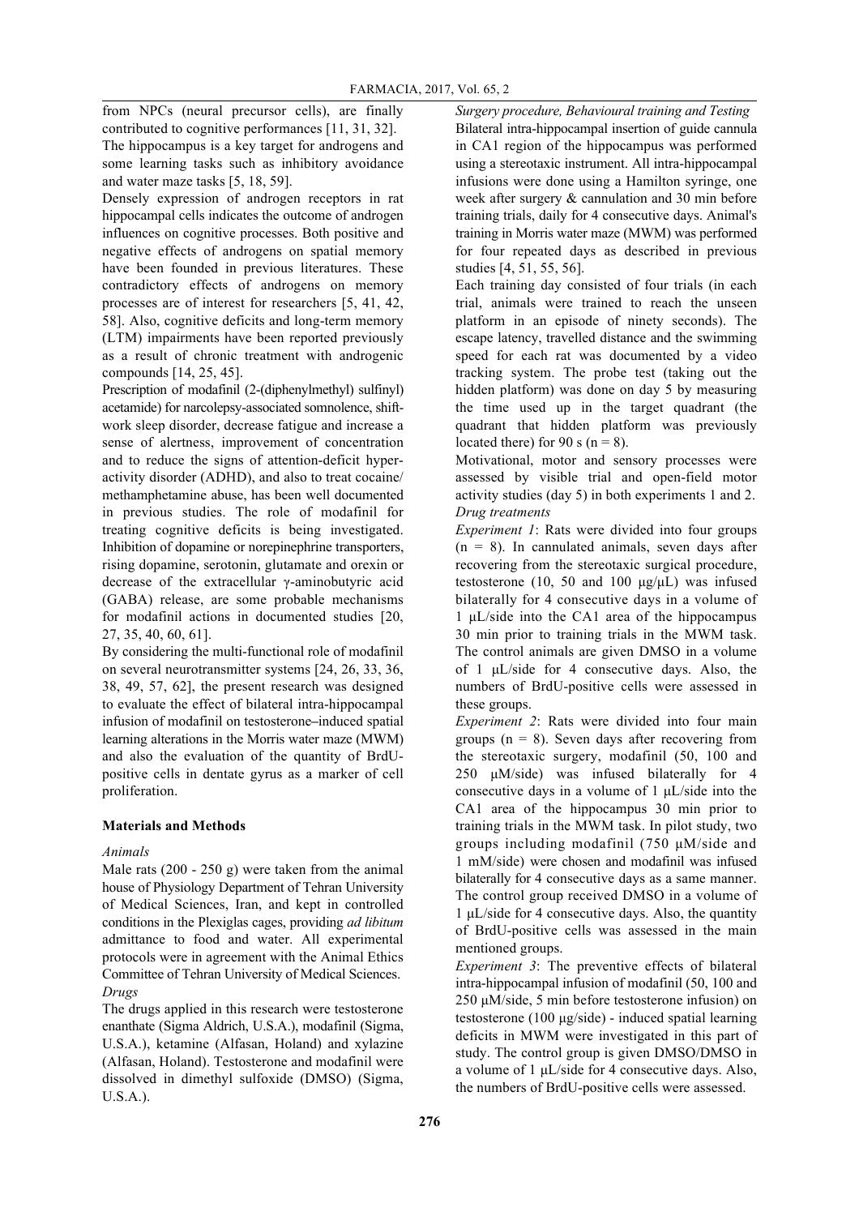from NPCs (neural precursor cells), are finally contributed to cognitive performances [11, 31, 32].

The hippocampus is a key target for androgens and some learning tasks such as inhibitory avoidance and water maze tasks [5, 18, 59].

Densely expression of androgen receptors in rat hippocampal cells indicates the outcome of androgen influences on cognitive processes. Both positive and negative effects of androgens on spatial memory have been founded in previous literatures. These contradictory effects of androgens on memory processes are of interest for researchers [5, 41, 42, 58]. Also, cognitive deficits and long-term memory (LTM) impairments have been reported previously as a result of chronic treatment with androgenic compounds [14, 25, 45].

Prescription of modafinil (2-(diphenylmethyl) sulfinyl) acetamide) for narcolepsy-associated somnolence, shift-work sleep disorder, decrease fatigue and increase a sense of alertness, improvement of concentration and to reduce the signs of attention-deficit hyper-activity disorder (ADHD), and also to treat cocaine/ methamphetamine abuse, has been well documented in previous studies. The role of modafinil for treating cognitive deficits is being investigated. Inhibition of dopamine or norepinephrine transporters, rising dopamine, serotonin, glutamate and orexin or decrease of the extracellular γ-aminobutyric acid (GABA) release, are some probable mechanisms for modafinil actions in documented studies [20, 27, 35, 40, 60, 61].

By considering the multi-functional role of modafinil on several neurotransmitter systems [24, 26, 33, 36, 38, 49, 57, 62], the present research was designed to evaluate the effect of bilateral intra-hippocampal infusion of modafinil on testosterone–induced spatial learning alterations in the Morris water maze (MWM) and also the evaluation of the quantity of BrdU-positive cells in dentate gyrus as a marker of cell proliferation.

## Materials and Methods

*Animals*

Male rats (200 - 250 g) were taken from the animal house of Physiology Department of Tehran University of Medical Sciences, Iran, and kept in controlled conditions in the Plexiglas cages, providing *ad libitum* admittance to food and water. All experimental protocols were in agreement with the Animal Ethics Committee of Tehran University of Medical Sciences.

*Drugs*

The drugs applied in this research were testosterone enanthate (Sigma Aldrich, U.S.A.), modafinil (Sigma, U.S.A.), ketamine (Alfasan, Holand) and xylazine (Alfasan, Holand). Testosterone and modafinil were dissolved in dimethyl sulfoxide (DMSO) (Sigma, U.S.A.).

*Surgery procedure, Behavioural training and Testing*

Bilateral intra-hippocampal insertion of guide cannula in CA1 region of the hippocampus was performed using a stereotaxic instrument. All intra-hippocampal infusions were done using a Hamilton syringe, one week after surgery & cannulation and 30 min before training trials, daily for 4 consecutive days. Animal's training in Morris water maze (MWM) was performed for four repeated days as described in previous studies [4, 51, 55, 56].

Each training day consisted of four trials (in each trial, animals were trained to reach the unseen platform in an episode of ninety seconds). The escape latency, travelled distance and the swimming speed for each rat was documented by a video tracking system. The probe test (taking out the hidden platform) was done on day 5 by measuring the time used up in the target quadrant (the quadrant that hidden platform was previously located there) for 90 s ($n = 8$).

Motivational, motor and sensory processes were assessed by visible trial and open-field motor activity studies (day 5) in both experiments 1 and 2.

*Drug treatments*

*Experiment 1*: Rats were divided into four groups ($n = 8$). In cannulated animals, seven days after recovering from the stereotaxic surgical procedure, testosterone (10, 50 and 100 μg/μL) was infused bilaterally for 4 consecutive days in a volume of 1 μL/side into the CA1 area of the hippocampus 30 min prior to training trials in the MWM task. The control animals are given DMSO in a volume of 1 μL/side for 4 consecutive days. Also, the numbers of BrdU-positive cells were assessed in these groups.

*Experiment 2*: Rats were divided into four main groups ($n = 8$). Seven days after recovering from the stereotaxic surgery, modafinil (50, 100 and 250 μM/side) was infused bilaterally for 4 consecutive days in a volume of 1 μL/side into the CA1 area of the hippocampus 30 min prior to training trials in the MWM task. In pilot study, two groups including modafinil (750 μM/side and 1 mM/side) were chosen and modafinil was infused bilaterally for 4 consecutive days as a same manner. The control group received DMSO in a volume of 1 μL/side for 4 consecutive days. Also, the quantity of BrdU-positive cells was assessed in the main mentioned groups.

*Experiment 3*: The preventive effects of bilateral intra-hippocampal infusion of modafinil (50, 100 and 250 μM/side, 5 min before testosterone infusion) on testosterone (100 μg/side) - induced spatial learning deficits in MWM were investigated in this part of study. The control group is given DMSO/DMSO in a volume of 1 μL/side for 4 consecutive days. Also, the numbers of BrdU-positive cells were assessed.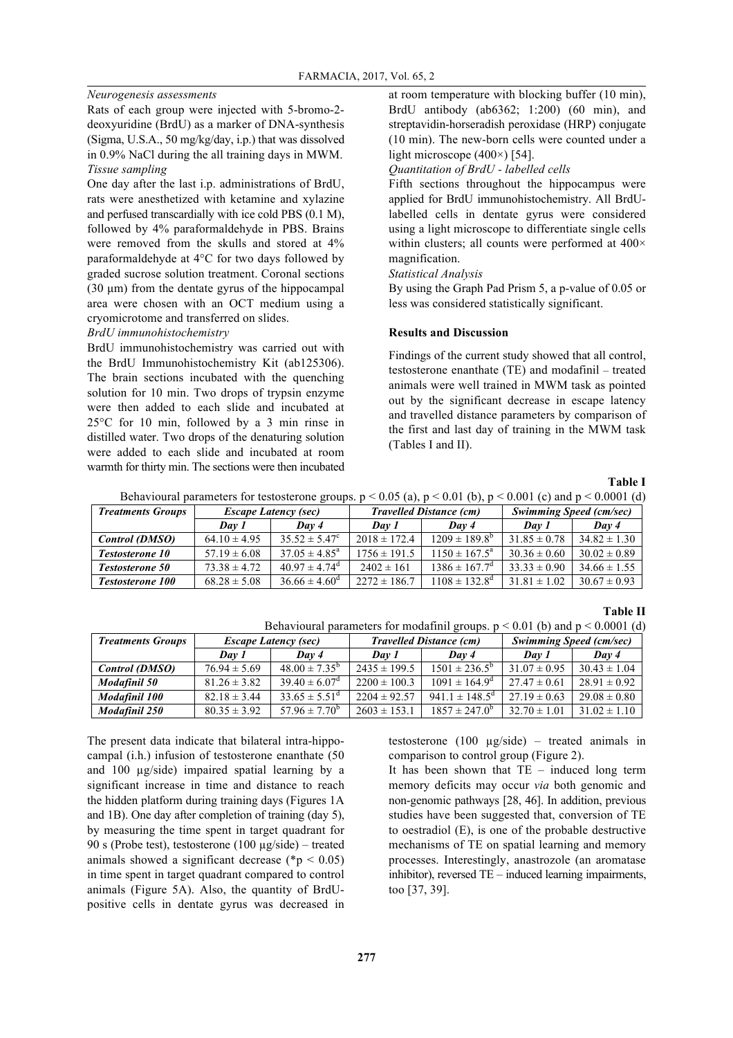*Neurogenesis assessments*

Rats of each group were injected with 5-bromo-2-deoxyuridine (BrdU) as a marker of DNA-synthesis (Sigma, U.S.A., 50 mg/kg/day, i.p.) that was dissolved in 0.9% NaCl during the all training days in MWM.

*Tissue sampling*

One day after the last i.p. administrations of BrdU, rats were anesthetized with ketamine and xylazine and perfused transcardially with ice cold PBS (0.1 M), followed by 4% paraformaldehyde in PBS. Brains were removed from the skulls and stored at 4% paraformaldehyde at 4°C for two days followed by graded sucrose solution treatment. Coronal sections (30 μm) from the dentate gyrus of the hippocampal area were chosen with an OCT medium using a cryomicrotome and transferred on slides.

*BrdU immunohistochemistry*

BrdU immunohistochemistry was carried out with the BrdU Immunohistochemistry Kit (ab125306). The brain sections incubated with the quenching solution for 10 min. Two drops of trypsin enzyme were then added to each slide and incubated at 25°C for 10 min, followed by a 3 min rinse in distilled water. Two drops of the denaturing solution were added to each slide and incubated at room warmth for thirty min. The sections were then incubated at room temperature with blocking buffer (10 min), BrdU antibody (ab6362; 1:200) (60 min), and streptavidin-horseradish peroxidase (HRP) conjugate (10 min). The new-born cells were counted under a light microscope (400×) [54].

*Quantitation of BrdU - labelled cells*

Fifth sections throughout the hippocampus were applied for BrdU immunohistochemistry. All BrdU-labelled cells in dentate gyrus were considered using a light microscope to differentiate single cells within clusters; all counts were performed at 400× magnification.

*Statistical Analysis*

By using the Graph Pad Prism 5, a p-value of 0.05 or less was considered statistically significant.

## Results and Discussion

Findings of the current study showed that all control, testosterone enanthate (TE) and modafinil – treated animals were well trained in MWM task as pointed out by the significant decrease in escape latency and travelled distance parameters by comparison of the first and last day of training in the MWM task (Tables I and II).

**Table I**

Behavioural parameters for testosterone groups. $p < 0.05$ (a), $p < 0.01$ (b), $p < 0.001$ (c) and $p < 0.0001$ (d)

| *Treatments Groups* | *Escape Latency (sec)* | | *Travelled Distance (cm)* | | *Swimming Speed (cm/sec)* | |
|---|---|---|---|---|---|---|
| | *Day 1* | *Day 4* | *Day 1* | *Day 4* | *Day 1* | *Day 4* |
| ***Control (DMSO)*** | 64.10 ± 4.95 | 35.52 ± 5.47$^{c}$ | 2018 ± 172.4 | 1209 ± 189.8$^{b}$ | 31.85 ± 0.78 | 34.82 ± 1.30 |
| ***Testosterone 10*** | 57.19 ± 6.08 | 37.05 ± 4.85$^{a}$ | 1756 ± 191.5 | 1150 ± 167.5$^{a}$ | 30.36 ± 0.60 | 30.02 ± 0.89 |
| ***Testosterone 50*** | 73.38 ± 4.72 | 40.97 ± 4.74$^{d}$ | 2402 ± 161 | 1386 ± 167.7$^{d}$ | 33.33 ± 0.90 | 34.66 ± 1.55 |
| ***Testosterone 100*** | 68.28 ± 5.08 | 36.66 ± 4.60$^{d}$ | 2272 ± 186.7 | 1108 ± 132.8$^{d}$ | 31.81 ± 1.02 | 30.67 ± 0.93 |

**Table II**

Behavioural parameters for modafinil groups. $p < 0.01$ (b) and $p < 0.0001$ (d)

| *Treatments Groups* | *Escape Latency (sec)* | | *Travelled Distance (cm)* | | *Swimming Speed (cm/sec)* | |
|---|---|---|---|---|---|---|
| | *Day 1* | *Day 4* | *Day 1* | *Day 4* | *Day 1* | *Day 4* |
| ***Control (DMSO)*** | 76.94 ± 5.69 | 48.00 ± 7.35$^{b}$ | 2435 ± 199.5 | 1501 ± 236.5$^{b}$ | 31.07 ± 0.95 | 30.43 ± 1.04 |
| ***Modafinil 50*** | 81.26 ± 3.82 | 39.40 ± 6.07$^{d}$ | 2200 ± 100.3 | 1091 ± 164.9$^{d}$ | 27.47 ± 0.61 | 28.91 ± 0.92 |
| ***Modafinil 100*** | 82.18 ± 3.44 | 33.65 ± 5.51$^{d}$ | 2204 ± 92.57 | 941.1 ± 148.5$^{d}$ | 27.19 ± 0.63 | 29.08 ± 0.80 |
| ***Modafinil 250*** | 80.35 ± 3.92 | 57.96 ± 7.70$^{b}$ | 2603 ± 153.1 | 1857 ± 247.0$^{b}$ | 32.70 ± 1.01 | 31.02 ± 1.10 |

The present data indicate that bilateral intra-hippocampal (i.h.) infusion of testosterone enanthate (50 and 100 μg/side) impaired spatial learning by a significant increase in time and distance to reach the hidden platform during training days (Figures 1A and 1B). One day after completion of training (day 5), by measuring the time spent in target quadrant for 90 s (Probe test), testosterone (100 μg/side) – treated animals showed a significant decrease (*$p < 0.05$) in time spent in target quadrant compared to control animals (Figure 5A). Also, the quantity of BrdU-positive cells in dentate gyrus was decreased in testosterone (100 μg/side) – treated animals in comparison to control group (Figure 2).

It has been shown that TE – induced long term memory deficits may occur *via* both genomic and non-genomic pathways [28, 46]. In addition, previous studies have been suggested that, conversion of TE to oestradiol (E), is one of the probable destructive mechanisms of TE on spatial learning and memory processes. Interestingly, anastrozole (an aromatase inhibitor), reversed TE – induced learning impairments, too [37, 39].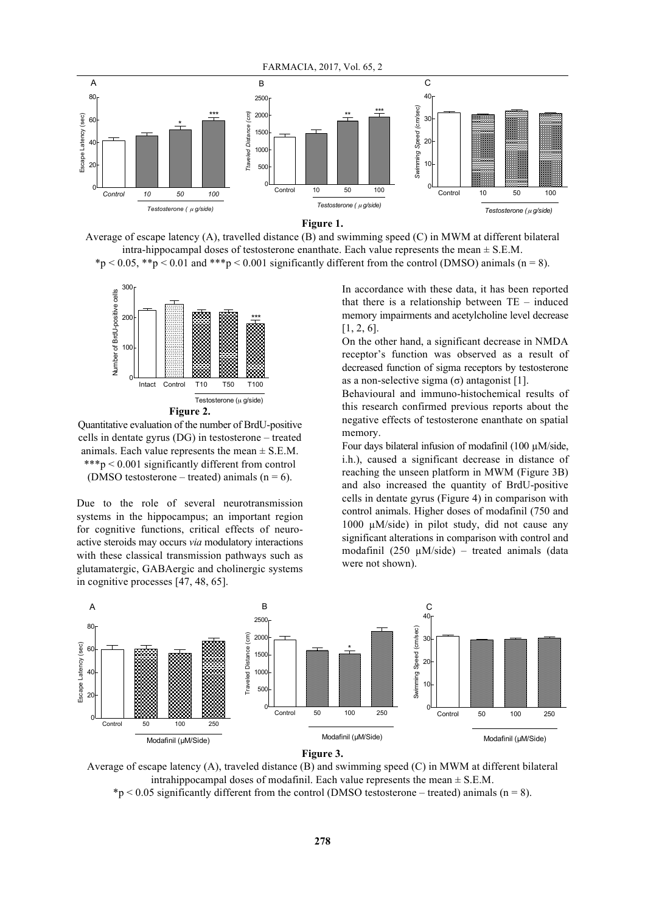**Figure 1.**

Average of escape latency (A), travelled distance (B) and swimming speed (C) in MWM at different bilateral intra-hippocampal doses of testosterone enanthate. Each value represents the mean ± S.E.M.
*p < 0.05, **p < 0.01 and ***p < 0.001 significantly different from the control (DMSO) animals (n = 8).

**Figure 2.**

Quantitative evaluation of the number of BrdU-positive cells in dentate gyrus (DG) in testosterone – treated animals. Each value represents the mean ± S.E.M. ***p < 0.001 significantly different from control (DMSO testosterone – treated) animals (n = 6).

Due to the role of several neurotransmission systems in the hippocampus; an important region for cognitive functions, critical effects of neuro-active steroids may occurs *via* modulatory interactions with these classical transmission pathways such as glutamatergic, GABAergic and cholinergic systems in cognitive processes [47, 48, 65].

In accordance with these data, it has been reported that there is a relationship between TE – induced memory impairments and acetylcholine level decrease [1, 2, 6].

On the other hand, a significant decrease in NMDA receptor's function was observed as a result of decreased function of sigma receptors by testosterone as a non-selective sigma (σ) antagonist [1].

Behavioural and immuno-histochemical results of this research confirmed previous reports about the negative effects of testosterone enanthate on spatial memory.

Four days bilateral infusion of modafinil (100 µM/side, i.h.), caused a significant decrease in distance of reaching the unseen platform in MWM (Figure 3B) and also increased the quantity of BrdU-positive cells in dentate gyrus (Figure 4) in comparison with control animals. Higher doses of modafinil (750 and 1000 µM/side) in pilot study, did not cause any significant alterations in comparison with control and modafinil (250 µM/side) – treated animals (data were not shown).

**Figure 3.**

Average of escape latency (A), traveled distance (B) and swimming speed (C) in MWM at different bilateral intrahippocampal doses of modafinil. Each value represents the mean ± S.E.M.
*p < 0.05 significantly different from the control (DMSO testosterone – treated) animals (n = 8).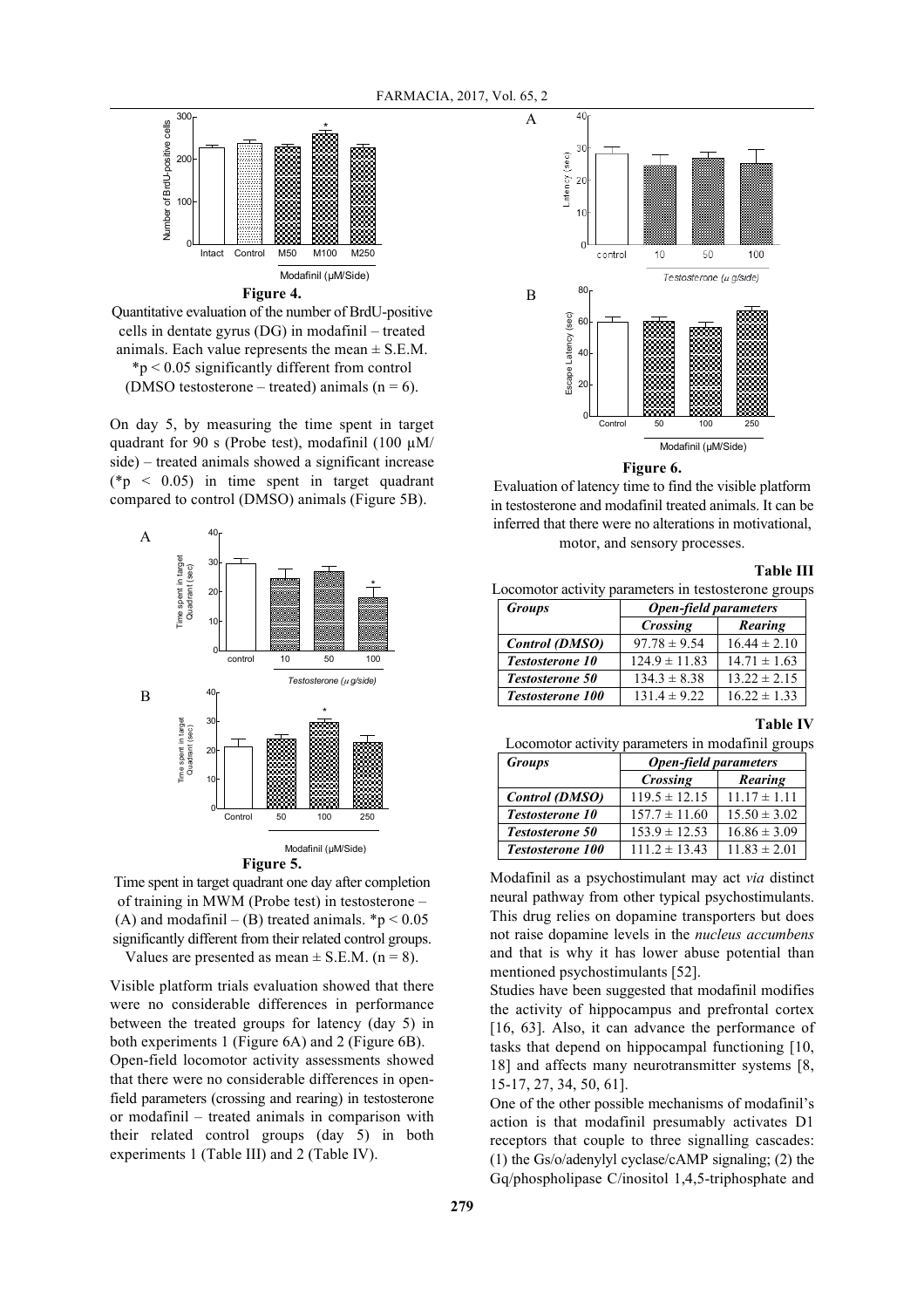**Figure 4.**

Quantitative evaluation of the number of BrdU-positive cells in dentate gyrus (DG) in modafinil – treated animals. Each value represents the mean ± S.E.M. *$p < 0.05$ significantly different from control (DMSO testosterone – treated) animals (n = 6).

On day 5, by measuring the time spent in target quadrant for 90 s (Probe test), modafinil (100 µM/side) – treated animals showed a significant increase (*$p < 0.05$) in time spent in target quadrant compared to control (DMSO) animals (Figure 5B).

**Figure 5.**

Time spent in target quadrant one day after completion of training in MWM (Probe test) in testosterone – (A) and modafinil – (B) treated animals. *$p < 0.05$ significantly different from their related control groups. Values are presented as mean ± S.E.M. (n = 8).

Visible platform trials evaluation showed that there were no considerable differences in performance between the treated groups for latency (day 5) in both experiments 1 (Figure 6A) and 2 (Figure 6B).

Open-field locomotor activity assessments showed that there were no considerable differences in open-field parameters (crossing and rearing) in testosterone or modafinil – treated animals in comparison with their related control groups (day 5) in both experiments 1 (Table III) and 2 (Table IV).

**Figure 6.**

Evaluation of latency time to find the visible platform in testosterone and modafinil treated animals. It can be inferred that there were no alterations in motivational, motor, and sensory processes.

**Table III**

Locomotor activity parameters in testosterone groups

| *Groups* | *Open-field parameters* | |
|---|---|---|
| | *Crossing* | *Rearing* |
| *Control (DMSO)* | 97.78 ± 9.54 | 16.44 ± 2.10 |
| *Testosterone 10* | 124.9 ± 11.83 | 14.71 ± 1.63 |
| *Testosterone 50* | 134.3 ± 8.38 | 13.22 ± 2.15 |
| *Testosterone 100* | 131.4 ± 9.22 | 16.22 ± 1.33 |

**Table IV**

Locomotor activity parameters in modafinil groups

| *Groups* | *Open-field parameters* | |
|---|---|---|
| | *Crossing* | *Rearing* |
| *Control (DMSO)* | 119.5 ± 12.15 | 11.17 ± 1.11 |
| *Testosterone 10* | 157.7 ± 11.60 | 15.50 ± 3.02 |
| *Testosterone 50* | 153.9 ± 12.53 | 16.86 ± 3.09 |
| *Testosterone 100* | 111.2 ± 13.43 | 11.83 ± 2.01 |

Modafinil as a psychostimulant may act *via* distinct neural pathway from other typical psychostimulants. This drug relies on dopamine transporters but does not raise dopamine levels in the *nucleus accumbens* and that is why it has lower abuse potential than mentioned psychostimulants [52].

Studies have been suggested that modafinil modifies the activity of hippocampus and prefrontal cortex [16, 63]. Also, it can advance the performance of tasks that depend on hippocampal functioning [10, 18] and affects many neurotransmitter systems [8, 15-17, 27, 34, 50, 61].

One of the other possible mechanisms of modafinil's action is that modafinil presumably activates D1 receptors that couple to three signalling cascades: (1) the Gs/o/adenylyl cyclase/cAMP signaling; (2) the Gq/phospholipase C/inositol 1,4,5-triphosphate and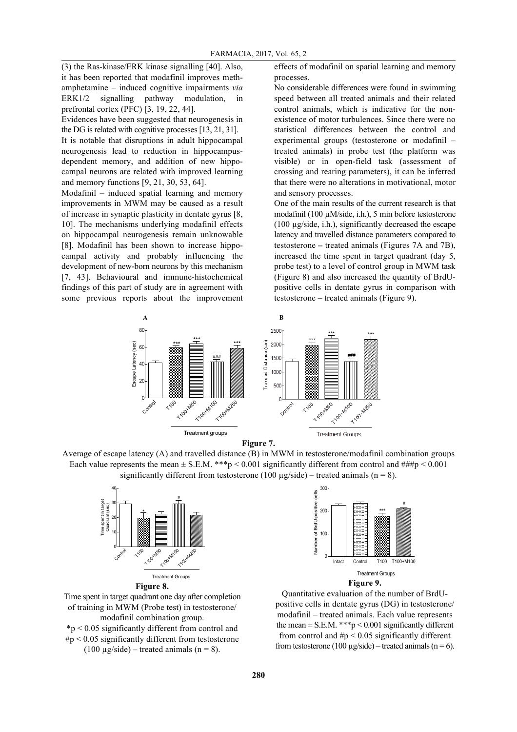(3) the Ras-kinase/ERK kinase signalling [40]. Also, it has been reported that modafinil improves methamphetamine – induced cognitive impairments *via* ERK1/2 signalling pathway modulation, in prefrontal cortex (PFC) [3, 19, 22, 44].

Evidences have been suggested that neurogenesis in the DG is related with cognitive processes [13, 21, 31]. It is notable that disruptions in adult hippocampal neurogenesis lead to reduction in hippocampus-dependent memory, and addition of new hippocampal neurons are related with improved learning and memory functions [9, 21, 30, 53, 64].

Modafinil – induced spatial learning and memory improvements in MWM may be caused as a result of increase in synaptic plasticity in dentate gyrus [8, 10]. The mechanisms underlying modafinil effects on hippocampal neurogenesis remain unknowable [8]. Modafinil has been shown to increase hippocampal activity and probably influencing the development of new-born neurons by this mechanism [7, 43]. Behavioural and immune-histochemical findings of this part of study are in agreement with some previous reports about the improvement effects of modafinil on spatial learning and memory processes.

No considerable differences were found in swimming speed between all treated animals and their related control animals, which is indicative for the non-existence of motor turbulences. Since there were no statistical differences between the control and experimental groups (testosterone or modafinil – treated animals) in probe test (the platform was visible) or in open-field task (assessment of crossing and rearing parameters), it can be inferred that there were no alterations in motivational, motor and sensory processes.

One of the main results of the current research is that modafinil (100 μM/side, i.h.), 5 min before testosterone (100 μg/side, i.h.), significantly decreased the escape latency and travelled distance parameters compared to testosterone – treated animals (Figures 7A and 7B), increased the time spent in target quadrant (day 5, probe test) to a level of control group in MWM task (Figure 8) and also increased the quantity of BrdU-positive cells in dentate gyrus in comparison with testosterone – treated animals (Figure 9).

**Figure 7.**

Average of escape latency (A) and travelled distance (B) in MWM in testosterone/modafinil combination groups
Each value represents the mean ± S.E.M. ***$p < 0.001$ significantly different from control and ###$p < 0.001$ significantly different from testosterone (100 μg/side) – treated animals (n = 8).

**Figure 8.**

Time spent in target quadrant one day after completion of training in MWM (Probe test) in testosterone/ modafinil combination group.
*$p < 0.05$ significantly different from control and #$p < 0.05$ significantly different from testosterone (100 μg/side) – treated animals (n = 8).

**Figure 9.**

Quantitative evaluation of the number of BrdU-positive cells in dentate gyrus (DG) in testosterone/ modafinil – treated animals. Each value represents the mean ± S.E.M. ***$p < 0.001$ significantly different from control and #$p < 0.05$ significantly different from testosterone (100 μg/side) – treated animals (n = 6).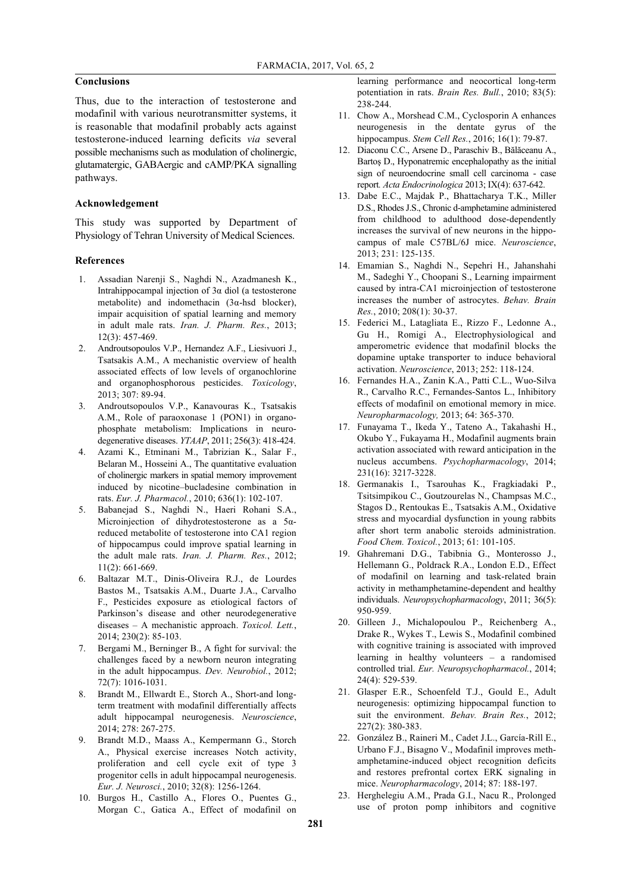## Conclusions

Thus, due to the interaction of testosterone and modafinil with various neurotransmitter systems, it is reasonable that modafinil probably acts against testosterone-induced learning deficits *via* several possible mechanisms such as modulation of cholinergic, glutamatergic, GABAergic and cAMP/PKA signalling pathways.

## Acknowledgement

This study was supported by Department of Physiology of Tehran University of Medical Sciences.

## References

1. Assadian Narenji S., Naghdi N., Azadmanesh K., Intrahippocampal injection of 3α diol (a testosterone metabolite) and indomethacin (3α-hsd blocker), impair acquisition of spatial learning and memory in adult male rats. *Iran. J. Pharm. Res.*, 2013; 12(3): 457-469.
2. Androutsopoulos V.P., Hernandez A.F., Liesivuori J., Tsatsakis A.M., A mechanistic overview of health associated effects of low levels of organochlorine and organophosphorous pesticides. *Toxicology*, 2013; 307: 89-94.
3. Androutsopoulos V.P., Kanavouras K., Tsatsakis A.M., Role of paraoxonase 1 (PON1) in organophosphate metabolism: Implications in neurodegenerative diseases. *YTAAP*, 2011; 256(3): 418-424.
4. Azami K., Etminani M., Tabrizian K., Salar F., Belaran M., Hosseini A., The quantitative evaluation of cholinergic markers in spatial memory improvement induced by nicotine–bucladesine combination in rats. *Eur. J. Pharmacol.*, 2010; 636(1): 102-107.
5. Babanejad S., Naghdi N., Haeri Rohani S.A., Microinjection of dihydrotestosterone as a 5α-reduced metabolite of testosterone into CA1 region of hippocampus could improve spatial learning in the adult male rats. *Iran. J. Pharm. Res.*, 2012; 11(2): 661-669.
6. Baltazar M.T., Dinis-Oliveira R.J., de Lourdes Bastos M., Tsatsakis A.M., Duarte J.A., Carvalho F., Pesticides exposure as etiological factors of Parkinson's disease and other neurodegenerative diseases – A mechanistic approach. *Toxicol. Lett.*, 2014; 230(2): 85-103.
7. Bergami M., Berninger B., A fight for survival: the challenges faced by a newborn neuron integrating in the adult hippocampus. *Dev. Neurobiol.*, 2012; 72(7): 1016-1031.
8. Brandt M., Ellwardt E., Storch A., Short-and long-term treatment with modafinil differentially affects adult hippocampal neurogenesis. *Neuroscience*, 2014; 278: 267-275.
9. Brandt M.D., Maass A., Kempermann G., Storch A., Physical exercise increases Notch activity, proliferation and cell cycle exit of type 3 progenitor cells in adult hippocampal neurogenesis. *Eur. J. Neurosci.*, 2010; 32(8): 1256-1264.
10. Burgos H., Castillo A., Flores O., Puentes G., Morgan C., Gatica A., Effect of modafinil on learning performance and neocortical long-term potentiation in rats. *Brain Res. Bull.*, 2010; 83(5): 238-244.
11. Chow A., Morshead C.M., Cyclosporin A enhances neurogenesis in the dentate gyrus of the hippocampus. *Stem Cell Res.*, 2016; 16(1): 79-87.
12. Diaconu C.C., Arsene D., Paraschiv B., Bălăceanu A., Bartoş D., Hyponatremic encephalopathy as the initial sign of neuroendocrine small cell carcinoma - case report. *Acta Endocrinologica* 2013; IX(4): 637-642.
13. Dabe E.C., Majdak P., Bhattacharya T.K., Miller D.S., Rhodes J.S., Chronic d-amphetamine administered from childhood to adulthood dose-dependently increases the survival of new neurons in the hippocampus of male C57BL/6J mice. *Neuroscience*, 2013; 231: 125-135.
14. Emamian S., Naghdi N., Sepehri H., Jahanshahi M., Sadeghi Y., Choopani S., Learning impairment caused by intra-CA1 microinjection of testosterone increases the number of astrocytes. *Behav. Brain Res.*, 2010; 208(1): 30-37.
15. Federici M., Latagliata E., Rizzo F., Ledonne A., Gu H., Romigi A., Electrophysiological and amperometric evidence that modafinil blocks the dopamine uptake transporter to induce behavioral activation. *Neuroscience*, 2013; 252: 118-124.
16. Fernandes H.A., Zanin K.A., Patti C.L., Wuo-Silva R., Carvalho R.C., Fernandes-Santos L., Inhibitory effects of modafinil on emotional memory in mice. *Neuropharmacology,* 2013; 64: 365-370.
17. Funayama T., Ikeda Y., Tateno A., Takahashi H., Okubo Y., Fukayama H., Modafinil augments brain activation associated with reward anticipation in the nucleus accumbens. *Psychopharmacology*, 2014; 231(16): 3217-3228.
18. Germanakis I., Tsarouhas K., Fragkiadaki P., Tsitsimpikou C., Goutzourelas N., Champsas M.C., Stagos D., Rentoukas E., Tsatsakis A.M., Oxidative stress and myocardial dysfunction in young rabbits after short term anabolic steroids administration. *Food Chem. Toxicol.*, 2013; 61: 101-105.
19. Ghahremani D.G., Tabibnia G., Monterosso J., Hellemann G., Poldrack R.A., London E.D., Effect of modafinil on learning and task-related brain activity in methamphetamine-dependent and healthy individuals. *Neuropsychopharmacology*, 2011; 36(5): 950-959.
20. Gilleen J., Michalopoulou P., Reichenberg A., Drake R., Wykes T., Lewis S., Modafinil combined with cognitive training is associated with improved learning in healthy volunteers – a randomised controlled trial. *Eur. Neuropsychopharmacol.*, 2014; 24(4): 529-539.
21. Glasper E.R., Schoenfeld T.J., Gould E., Adult neurogenesis: optimizing hippocampal function to suit the environment. *Behav. Brain Res.*, 2012; 227(2): 380-383.
22. González B., Raineri M., Cadet J.L., García-Rill E., Urbano F.J., Bisagno V., Modafinil improves methamphetamine-induced object recognition deficits and restores prefrontal cortex ERK signaling in mice. *Neuropharmacology*, 2014; 87: 188-197.
23. Herghelegiu A.M., Prada G.I., Nacu R., Prolonged use of proton pomp inhibitors and cognitive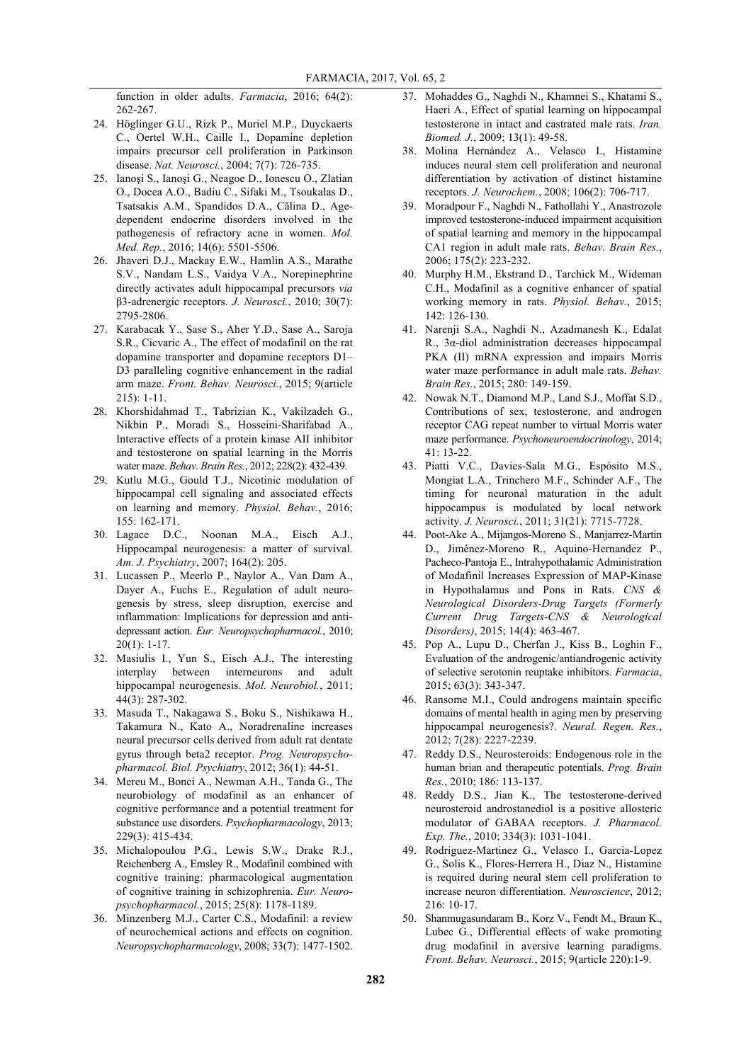function in older adults. *Farmacia*, 2016; 64(2): 262-267.

24. Höglinger G.U., Rizk P., Muriel M.P., Duyckaerts C., Oertel W.H., Caille I., Dopamine depletion impairs precursor cell proliferation in Parkinson disease. *Nat. Neurosci.*, 2004; 7(7): 726-735.
25. Ianoşi S., Ianoşi G., Neagoe D., Ionescu O., Zlatian O., Docea A.O., Badiu C., Sifaki M., Tsoukalas D., Tsatsakis A.M., Spandidos D.A., Călina D., Age-dependent endocrine disorders involved in the pathogenesis of refractory acne in women. *Mol. Med. Rep.*, 2016; 14(6): 5501-5506.
26. Jhaveri D.J., Mackay E.W., Hamlin A.S., Marathe S.V., Nandam L.S., Vaidya V.A., Norepinephrine directly activates adult hippocampal precursors *via* β3-adrenergic receptors. *J. Neurosci.*, 2010; 30(7): 2795-2806.
27. Karabacak Y., Sase S., Aher Y.D., Sase A., Saroja S.R., Cicvaric A., The effect of modafinil on the rat dopamine transporter and dopamine receptors D1–D3 paralleling cognitive enhancement in the radial arm maze. *Front. Behav. Neurosci.*, 2015; 9(article 215): 1-11.
28. Khorshidahmad T., Tabrizian K., Vakilzadeh G., Nikbin P., Moradi S., Hosseini-Sharifabad A., Interactive effects of a protein kinase AII inhibitor and testosterone on spatial learning in the Morris water maze. *Behav. Brain Res.*, 2012; 228(2): 432-439.
29. Kutlu M.G., Gould T.J., Nicotinic modulation of hippocampal cell signaling and associated effects on learning and memory. *Physiol. Behav.*, 2016; 155: 162-171.
30. Lagace D.C., Noonan M.A., Eisch A.J., Hippocampal neurogenesis: a matter of survival. *Am. J. Psychiatry*, 2007; 164(2): 205.
31. Lucassen P., Meerlo P., Naylor A., Van Dam A., Dayer A., Fuchs E., Regulation of adult neurogenesis by stress, sleep disruption, exercise and inflammation: Implications for depression and antidepressant action. *Eur. Neuropsychopharmacol.*, 2010; 20(1): 1-17.
32. Masiulis I., Yun S., Eisch A.J., The interesting interplay between interneurons and adult hippocampal neurogenesis. *Mol. Neurobiol.*, 2011; 44(3): 287-302.
33. Masuda T., Nakagawa S., Boku S., Nishikawa H., Takamura N., Kato A., Noradrenaline increases neural precursor cells derived from adult rat dentate gyrus through beta2 receptor. *Prog. Neuropsychopharmacol. Biol. Psychiatry*, 2012; 36(1): 44-51.
34. Mereu M., Bonci A., Newman A.H., Tanda G., The neurobiology of modafinil as an enhancer of cognitive performance and a potential treatment for substance use disorders. *Psychopharmacology*, 2013; 229(3): 415-434.
35. Michalopoulou P.G., Lewis S.W., Drake R.J., Reichenberg A., Emsley R., Modafinil combined with cognitive training: pharmacological augmentation of cognitive training in schizophrenia. *Eur. Neuropsychopharmacol.*, 2015; 25(8): 1178-1189.
36. Minzenberg M.J., Carter C.S., Modafinil: a review of neurochemical actions and effects on cognition. *Neuropsychopharmacology*, 2008; 33(7): 1477-1502.
37. Mohaddes G., Naghdi N., Khamnei S., Khatami S., Haeri A., Effect of spatial learning on hippocampal testosterone in intact and castrated male rats. *Iran. Biomed. J.*, 2009; 13(1): 49-58.
38. Molina Hernández A., Velasco I., Histamine induces neural stem cell proliferation and neuronal differentiation by activation of distinct histamine receptors. *J. Neurochem.*, 2008; 106(2): 706-717.
39. Moradpour F., Naghdi N., Fathollahi Y., Anastrozole improved testosterone-induced impairment acquisition of spatial learning and memory in the hippocampal CA1 region in adult male rats. *Behav. Brain Res.*, 2006; 175(2): 223-232.
40. Murphy H.M., Ekstrand D., Tarchick M., Wideman C.H., Modafinil as a cognitive enhancer of spatial working memory in rats. *Physiol. Behav.*, 2015; 142: 126-130.
41. Narenji S.A., Naghdi N., Azadmanesh K., Edalat R., 3α-diol administration decreases hippocampal PKA (II) mRNA expression and impairs Morris water maze performance in adult male rats. *Behav. Brain Res.*, 2015; 280: 149-159.
42. Nowak N.T., Diamond M.P., Land S.J., Moffat S.D., Contributions of sex, testosterone, and androgen receptor CAG repeat number to virtual Morris water maze performance. *Psychoneuroendocrinology*, 2014; 41: 13-22.
43. Piatti V.C., Davies-Sala M.G., Espósito M.S., Mongiat L.A., Trinchero M.F., Schinder A.F., The timing for neuronal maturation in the adult hippocampus is modulated by local network activity. *J. Neurosci.*, 2011; 31(21): 7715-7728.
44. Poot-Ake A., Mijangos-Moreno S., Manjarrez-Martin D., Jiménez-Moreno R., Aquino-Hernandez P., Pacheco-Pantoja E., Intrahypothalamic Administration of Modafinil Increases Expression of MAP-Kinase in Hypothalamus and Pons in Rats. *CNS & Neurological Disorders-Drug Targets (Formerly Current Drug Targets-CNS & Neurological Disorders)*, 2015; 14(4): 463-467.
45. Pop A., Lupu D., Cherfan J., Kiss B., Loghin F., Evaluation of the androgenic/antiandrogenic activity of selective serotonin reuptake inhibitors. *Farmacia*, 2015; 63(3): 343-347.
46. Ransome M.I., Could androgens maintain specific domains of mental health in aging men by preserving hippocampal neurogenesis?. *Neural. Regen. Res.*, 2012; 7(28): 2227-2239.
47. Reddy D.S., Neurosteroids: Endogenous role in the human brian and therapeutic potentials. *Prog. Brain Res.*, 2010; 186: 113-137.
48. Reddy D.S., Jian K., The testosterone-derived neurosteroid androstanediol is a positive allosteric modulator of GABAA receptors. *J. Pharmacol. Exp. The.*, 2010; 334(3): 1031-1041.
49. Rodriguez-Martinez G., Velasco I., Garcia-Lopez G., Solis K., Flores-Herrera H., Diaz N., Histamine is required during neural stem cell proliferation to increase neuron differentiation. *Neuroscience*, 2012; 216: 10-17.
50. Shanmugasundaram B., Korz V., Fendt M., Braun K., Lubec G., Differential effects of wake promoting drug modafinil in aversive learning paradigms. *Front. Behav. Neurosci.*, 2015; 9(article 220):1-9.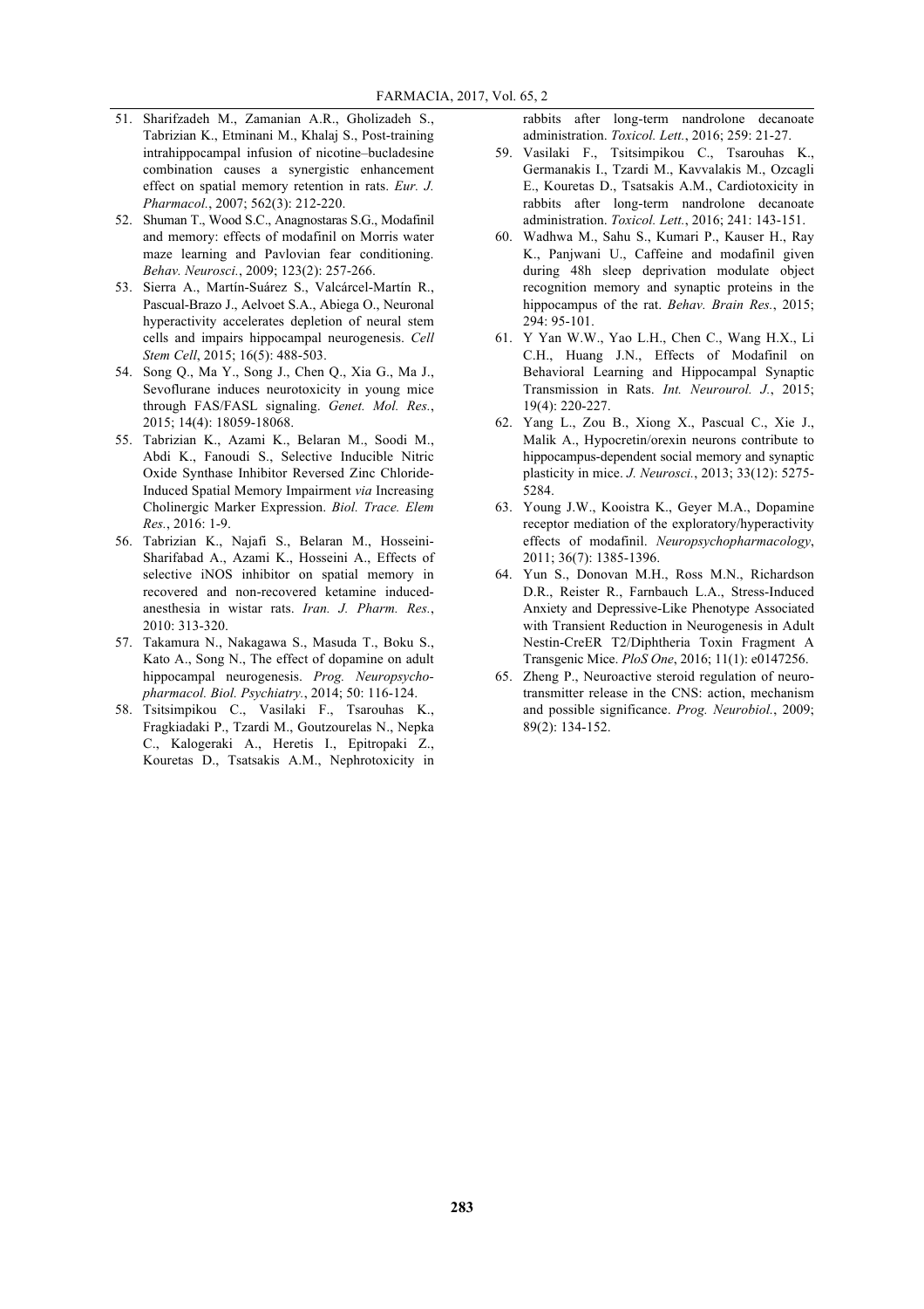51. Sharifzadeh M., Zamanian A.R., Gholizadeh S., Tabrizian K., Etminani M., Khalaj S., Post-training intrahippocampal infusion of nicotine–bucladesine combination causes a synergistic enhancement effect on spatial memory retention in rats. *Eur. J. Pharmacol.*, 2007; 562(3): 212-220.
52. Shuman T., Wood S.C., Anagnostaras S.G., Modafinil and memory: effects of modafinil on Morris water maze learning and Pavlovian fear conditioning. *Behav. Neurosci.*, 2009; 123(2): 257-266.
53. Sierra A., Martín-Suárez S., Valcárcel-Martín R., Pascual-Brazo J., Aelvoet S.A., Abiega O., Neuronal hyperactivity accelerates depletion of neural stem cells and impairs hippocampal neurogenesis. *Cell Stem Cell*, 2015; 16(5): 488-503.
54. Song Q., Ma Y., Song J., Chen Q., Xia G., Ma J., Sevoflurane induces neurotoxicity in young mice through FAS/FASL signaling. *Genet. Mol. Res.*, 2015; 14(4): 18059-18068.
55. Tabrizian K., Azami K., Belaran M., Soodi M., Abdi K., Fanoudi S., Selective Inducible Nitric Oxide Synthase Inhibitor Reversed Zinc Chloride-Induced Spatial Memory Impairment *via* Increasing Cholinergic Marker Expression. *Biol. Trace. Elem Res.*, 2016: 1-9.
56. Tabrizian K., Najafi S., Belaran M., Hosseini-Sharifabad A., Azami K., Hosseini A., Effects of selective iNOS inhibitor on spatial memory in recovered and non-recovered ketamine induced-anesthesia in wistar rats. *Iran. J. Pharm. Res.*, 2010: 313-320.
57. Takamura N., Nakagawa S., Masuda T., Boku S., Kato A., Song N., The effect of dopamine on adult hippocampal neurogenesis. *Prog. Neuropsychopharmacol. Biol. Psychiatry.*, 2014; 50: 116-124.
58. Tsitsimpikou C., Vasilaki F., Tsarouhas K., Fragkiadaki P., Tzardi M., Goutzourelas N., Nepka C., Kalogeraki A., Heretis I., Epitropaki Z., Kouretas D., Tsatsakis A.M., Nephrotoxicity in rabbits after long-term nandrolone decanoate administration. *Toxicol. Lett.*, 2016; 259: 21-27.
59. Vasilaki F., Tsitsimpikou C., Tsarouhas K., Germanakis I., Tzardi M., Kavvalakis M., Ozcagli E., Kouretas D., Tsatsakis A.M., Cardiotoxicity in rabbits after long-term nandrolone decanoate administration. *Toxicol. Lett.*, 2016; 241: 143-151.
60. Wadhwa M., Sahu S., Kumari P., Kauser H., Ray K., Panjwani U., Caffeine and modafinil given during 48h sleep deprivation modulate object recognition memory and synaptic proteins in the hippocampus of the rat. *Behav. Brain Res.*, 2015; 294: 95-101.
61. Y Yan W.W., Yao L.H., Chen C., Wang H.X., Li C.H., Huang J.N., Effects of Modafinil on Behavioral Learning and Hippocampal Synaptic Transmission in Rats. *Int. Neurourol. J.*, 2015; 19(4): 220-227.
62. Yang L., Zou B., Xiong X., Pascual C., Xie J., Malik A., Hypocretin/orexin neurons contribute to hippocampus-dependent social memory and synaptic plasticity in mice. *J. Neurosci.*, 2013; 33(12): 5275-5284.
63. Young J.W., Kooistra K., Geyer M.A., Dopamine receptor mediation of the exploratory/hyperactivity effects of modafinil. *Neuropsychopharmacology*, 2011; 36(7): 1385-1396.
64. Yun S., Donovan M.H., Ross M.N., Richardson D.R., Reister R., Farnbauch L.A., Stress-Induced Anxiety and Depressive-Like Phenotype Associated with Transient Reduction in Neurogenesis in Adult Nestin-CreER T2/Diphtheria Toxin Fragment A Transgenic Mice. *PloS One*, 2016; 11(1): e0147256.
65. Zheng P., Neuroactive steroid regulation of neurotransmitter release in the CNS: action, mechanism and possible significance. *Prog. Neurobiol.*, 2009; 89(2): 134-152.